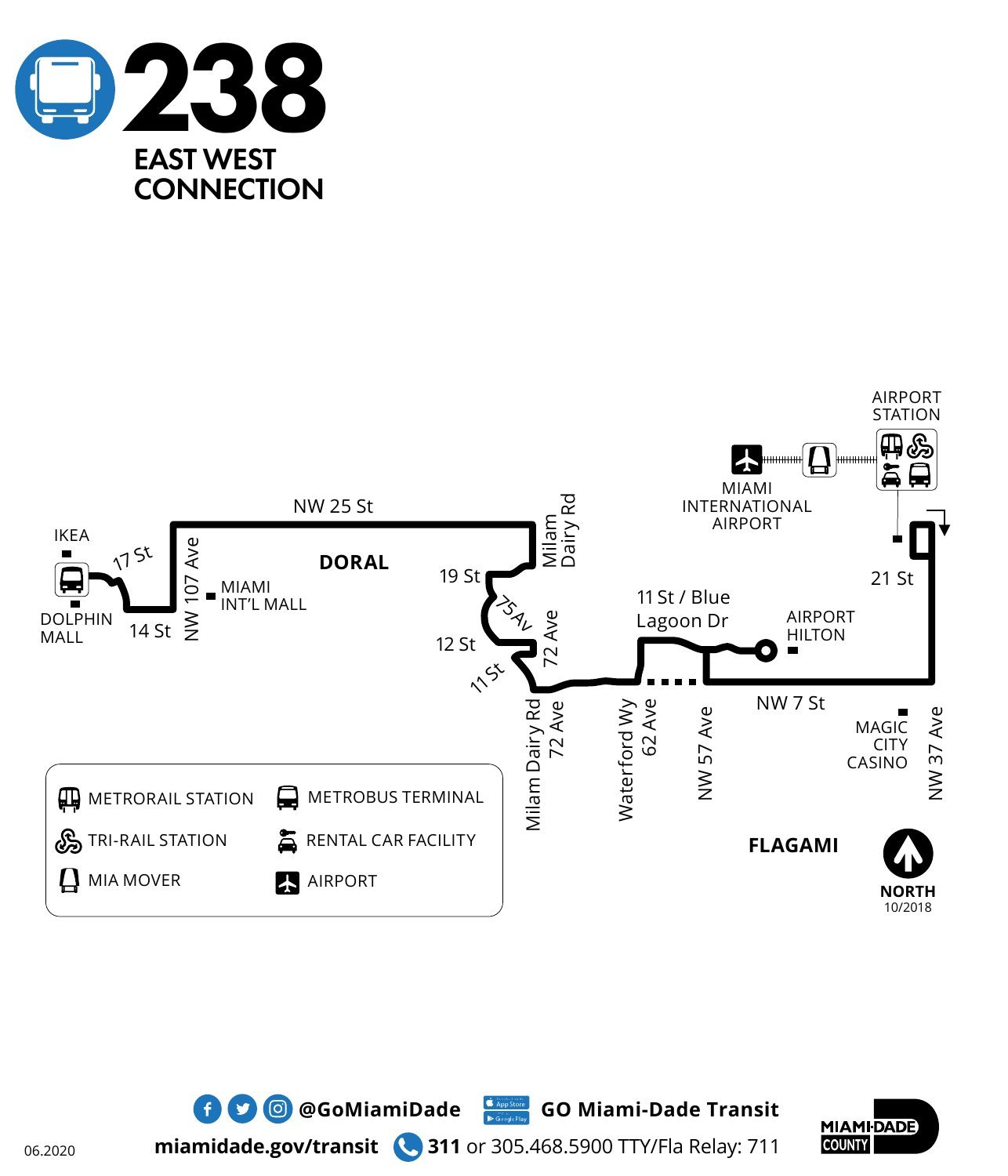# 238

## EAST WEST CONNECTION

AIRPORT STATION

MIAMI INTERNATIONAL AIRPORT

NW 25 St

Milam Dairy Rd

IKEA

17 St

DORAL

19 St

NW 107 Ave

MIAMI INT'L MALL

75 Av

DOLPHIN MALL

14 St

12 St

72 Ave

21 St

11 St / Blue Lagoon Dr

AIRPORT HILTON

11 St

NW 7 St

MAGIC CITY CASINO

Milam Dairy Rd 72 Ave

Waterford Wy 62 Ave

NW 57 Ave

NW 37 Ave

FLAGAMI

NORTH

10/2018

| | |
|---|---|
| METRORAIL STATION | METROBUS TERMINAL |
| TRI-RAIL STATION | RENTAL CAR FACILITY |
| MIA MOVER | AIRPORT |

@GoMiamiDade

GO Miami-Dade Transit

miamidade.gov/transit **311** or 305.468.5900 TTY/Fla Relay: 711

MIAMI-DADE COUNTY

06.2020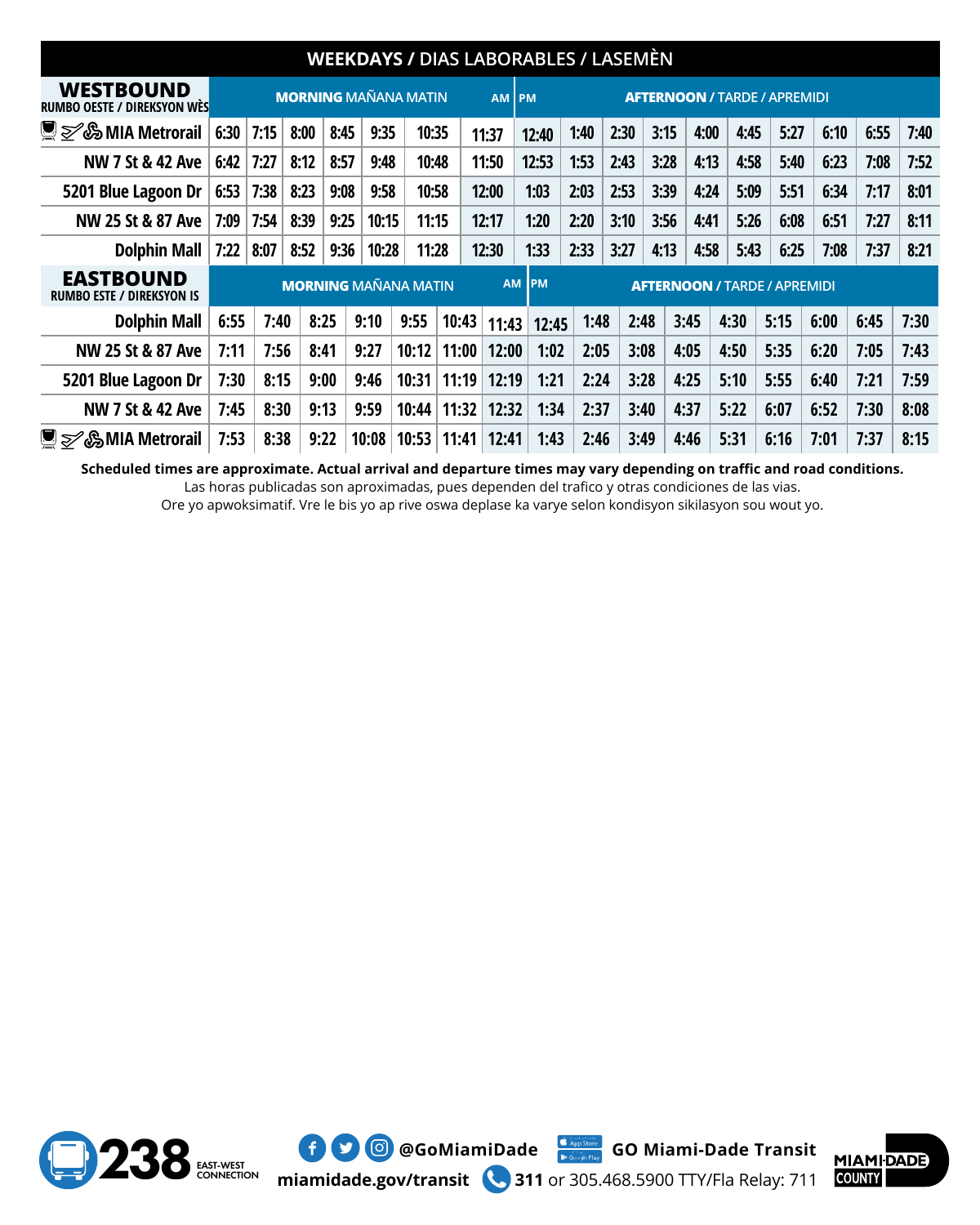## WEEKDAYS / DIAS LABORABLES / LASEMÈN

| WESTBOUND RUMBO OESTE / DIREKSYON WÈS | MORNING MAÑANA MATIN | | | | | | AM | PM AFTERNOON / TARDE / APREMIDI | | | | | | | | | | |
|---|---|---|---|---|---|---|---|---|---|---|---|---|---|---|---|---|---|---|
| MIA Metrorail | 6:30 | 7:15 | 8:00 | 8:45 | 9:35 | 10:35 | 11:37 | 12:40 | 1:40 | 2:30 | 3:15 | 4:00 | 4:45 | 5:27 | 6:10 | 6:55 | 7:40 |
| NW 7 St & 42 Ave | 6:42 | 7:27 | 8:12 | 8:57 | 9:48 | 10:48 | 11:50 | 12:53 | 1:53 | 2:43 | 3:28 | 4:13 | 4:58 | 5:40 | 6:23 | 7:08 | 7:52 |
| 5201 Blue Lagoon Dr | 6:53 | 7:38 | 8:23 | 9:08 | 9:58 | 10:58 | 12:00 | 1:03 | 2:03 | 2:53 | 3:39 | 4:24 | 5:09 | 5:51 | 6:34 | 7:17 | 8:01 |
| NW 25 St & 87 Ave | 7:09 | 7:54 | 8:39 | 9:25 | 10:15 | 11:15 | 12:17 | 1:20 | 2:20 | 3:10 | 3:56 | 4:41 | 5:26 | 6:08 | 6:51 | 7:27 | 8:11 |
| Dolphin Mall | 7:22 | 8:07 | 8:52 | 9:36 | 10:28 | 11:28 | 12:30 | 1:33 | 2:33 | 3:27 | 4:13 | 4:58 | 5:43 | 6:25 | 7:08 | 7:37 | 8:21 |

| EASTBOUND RUMBO ESTE / DIREKSYON IS | MORNING MAÑANA MATIN | | | | | | AM | PM AFTERNOON / TARDE / APREMIDI | | | | | | | | | |
|---|---|---|---|---|---|---|---|---|---|---|---|---|---|---|---|---|---|
| Dolphin Mall | 6:55 | 7:40 | 8:25 | 9:10 | 9:55 | 10:43 | 11:43 | 12:45 | 1:48 | 2:48 | 3:45 | 4:30 | 5:15 | 6:00 | 6:45 | 7:30 |
| NW 25 St & 87 Ave | 7:11 | 7:56 | 8:41 | 9:27 | 10:12 | 11:00 | 12:00 | 1:02 | 2:05 | 3:08 | 4:05 | 4:50 | 5:35 | 6:20 | 7:05 | 7:43 |
| 5201 Blue Lagoon Dr | 7:30 | 8:15 | 9:00 | 9:46 | 10:31 | 11:19 | 12:19 | 1:21 | 2:24 | 3:28 | 4:25 | 5:10 | 5:55 | 6:40 | 7:21 | 7:59 |
| NW 7 St & 42 Ave | 7:45 | 8:30 | 9:13 | 9:59 | 10:44 | 11:32 | 12:32 | 1:34 | 2:37 | 3:40 | 4:37 | 5:22 | 6:07 | 6:52 | 7:30 | 8:08 |
| MIA Metrorail | 7:53 | 8:38 | 9:22 | 10:08 | 10:53 | 11:41 | 12:41 | 1:43 | 2:46 | 3:49 | 4:46 | 5:31 | 6:16 | 7:01 | 7:37 | 8:15 |

**Scheduled times are approximate. Actual arrival and departure times may vary depending on traffic and road conditions.**

Las horas publicadas son aproximadas, pues dependen del trafico y otras condiciones de las vias.

Ore yo apwoksimatif. Vre le bis yo ap rive oswa deplase ka varye selon kondisyon sikilasyon sou wout yo.

238 EAST-WEST CONNECTION

@GoMiamiDade — GO Miami-Dade Transit

miamidade.gov/transit — 311 or 305.468.5900 TTY/Fla Relay: 711

MIAMI-DADE COUNTY